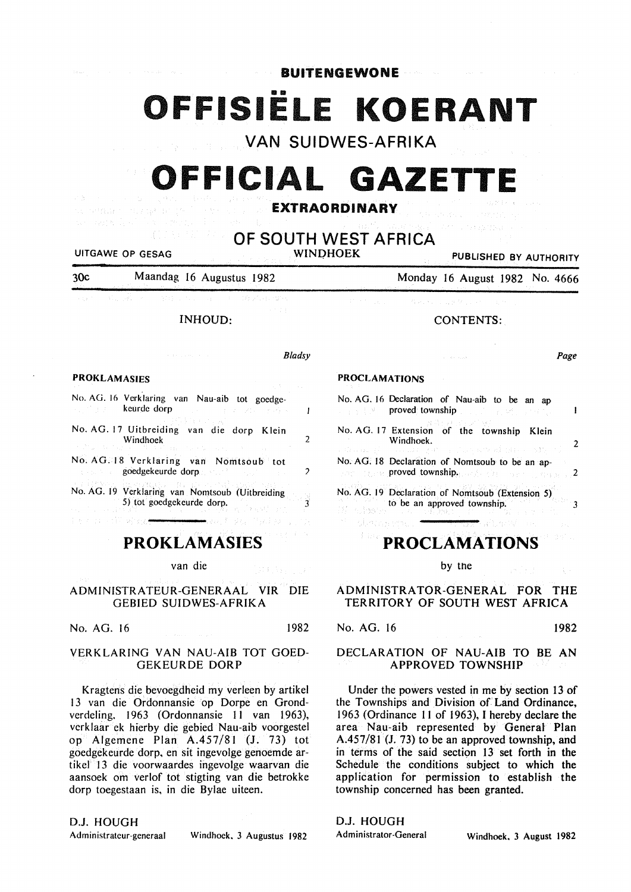**BUITENGEWONE**

# OFFISIËLE KOERANT

## VAN SUIDWES-AFRIKA

# OFFICIAL GAZETTE

**EXTRAORDINARY**

## OF SOUTH WEST AFRICA

UITGAWE OP GESAG — WINDHOEK — PUBLISHED BY AUTHORITY

30c — Maandag 16 Augustus 1982 — Monday 16 August 1982 No. 4666

### INHOUD:

| | *Bladsy* |
|---|---|
| **PROKLAMASIES** | |
| No. AG. 16 Verklaring van Nau-aib tot goedgekeurde dorp | 1 |
| No. AG. 17 Uitbreiding van die dorp Klein Windhoek | 2 |
| No. AG. 18 Verklaring van Nomtsoub tot goedgekeurde dorp | 2 |
| No. AG. 19 Verklaring van Nomtsoub (Uitbreiding 5) tot goedgekeurde dorp. | 3 |

### CONTENTS:

| | *Page* |
|---|---|
| **PROCLAMATIONS** | |
| No. AG. 16 Declaration of Nau-aib to be an approved township | 1 |
| No. AG. 17 Extension of the township Klein Windhoek. | 2 |
| No. AG. 18 Declaration of Nomtsoub to be an approved township. | 2 |
| No. AG. 19 Declaration of Nomtsoub (Extension 5) to be an approved township. | 3 |

---

## PROKLAMASIES

van die

### ADMINISTRATEUR-GENERAAL VIR DIE GEBIED SUIDWES-AFRIKA

No. AG. 16 — 1982

#### VERKLARING VAN NAU-AIB TOT GOEDGEKEURDE DORP

Kragtens die bevoegdheid my verleen by artikel 13 van die Ordonnansie op Dorpe en Grondverdeling, 1963 (Ordonnansie 11 van 1963), verklaar ek hierby die gebied Nau-aib voorgestel op Algemene Plan A.457/81 (J. 73) tot goedgekeurde dorp, en sit ingevolge genoemde artikel 13 die voorwaardes ingevolge waarvan die aansoek om verlof tot stigting van die betrokke dorp toegestaan is, in die Bylae uiteen.

D.J. HOUGH
Administrateur-generaal — Windhoek, 3 Augustus 1982

## PROCLAMATIONS

by the

### ADMINISTRATOR-GENERAL FOR THE TERRITORY OF SOUTH WEST AFRICA

No. AG. 16 — 1982

#### DECLARATION OF NAU-AIB TO BE AN APPROVED TOWNSHIP

Under the powers vested in me by section 13 of the Townships and Division of Land Ordinance, 1963 (Ordinance 11 of 1963), I hereby declare the area Nau-aib represented by General Plan A.457/81 (J. 73) to be an approved township, and in terms of the said section 13 set forth in the Schedule the conditions subject to which the application for permission to establish the township concerned has been granted.

D.J. HOUGH
Administrator-General — Windhoek, 3 August 1982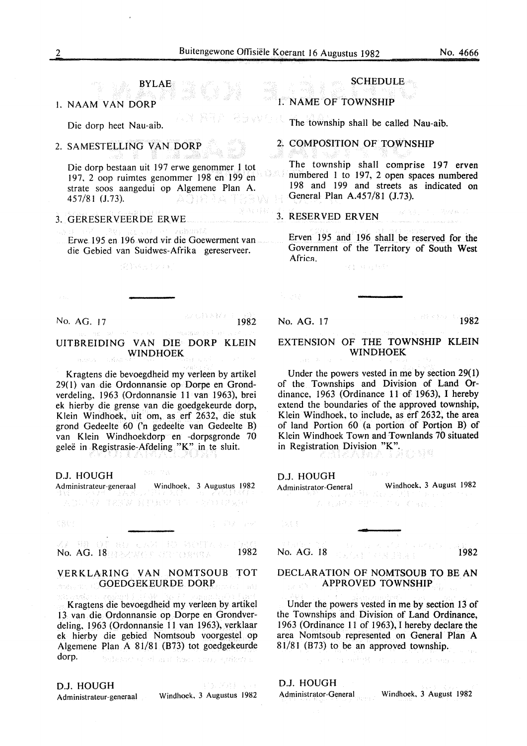## BYLAE

### 1. NAAM VAN DORP

Die dorp heet Nau-aib.

### 2. SAMESTELLING VAN DORP

Die dorp bestaan uit 197 erwe genommer 1 tot 197, 2 oop ruimtes genommer 198 en 199 en strate soos aangedui op Algemene Plan A. 457/81 (J.73).

### 3. GERESERVEERDE ERWE

Erwe 195 en 196 word vir die Goewerment van die Gebied van Suidwes-Afrika gereserveer.

## SCHEDULE

### 1. NAME OF TOWNSHIP

The township shall be called Nau-aib.

### 2. COMPOSITION OF TOWNSHIP

The township shall comprise 197 erven numbered 1 to 197, 2 open spaces numbered 198 and 199 and streets as indicated on General Plan A.457/81 (J.73).

### 3. RESERVED ERVEN

Erven 195 and 196 shall be reserved for the Government of the Territory of South West Africa.

---

No. AG. 17 1982

## UITBREIDING VAN DIE DORP KLEIN WINDHOEK

Kragtens die bevoegdheid my verleen by artikel 29(1) van die Ordonnansie op Dorpe en Grondverdeling, 1963 (Ordonnansie 11 van 1963), brei ek hierby die grense van die goedgekeurde dorp, Klein Windhoek, uit om, as erf 2632, die stuk grond Gedeelte 60 ('n gedeelte van Gedeelte B) van Klein Windhoekdorp en -dorpsgronde 70 geleë in Registrasie-Afdeling "K" in te sluit.

D.J. HOUGH
Administrateur-generaal Windhoek, 3 Augustus 1982

No. AG. 17 1982

## EXTENSION OF THE TOWNSHIP KLEIN WINDHOEK

Under the powers vested in me by section 29(1) of the Townships and Division of Land Ordinance, 1963 (Ordinance 11 of 1963), I hereby extend the boundaries of the approved township, Klein Windhoek, to include, as erf 2632, the area of land Portion 60 (a portion of Portion B) of Klein Windhoek Town and Townlands 70 situated in Registration Division "K".

D.J. HOUGH
Administrator-General Windhoek, 3 August 1982

---

No. AG. 18 1982

## VERKLARING VAN NOMTSOUB TOT GOEDGEKEURDE DORP

Kragtens die bevoegdheid my verleen by artikel 13 van die Ordonnansie op Dorpe en Grondverdeling, 1963 (Ordonnansie 11 van 1963), verklaar ek hierby die gebied Nomtsoub voorgestel op Algemene Plan A 81/81 (B73) tot goedgekeurde dorp.

D.J. HOUGH
Administrateur-generaal Windhoek, 3 Augustus 1982

No. AG. 18 1982

## DECLARATION OF NOMTSOUB TO BE AN APPROVED TOWNSHIP

Under the powers vested in me by section 13 of the Townships and Division of Land Ordinance, 1963 (Ordinance 11 of 1963), I hereby declare the area Nomtsoub represented on General Plan A 81/81 (B73) to be an approved township.

D.J. HOUGH
Administrator-General Windhoek, 3 August 1982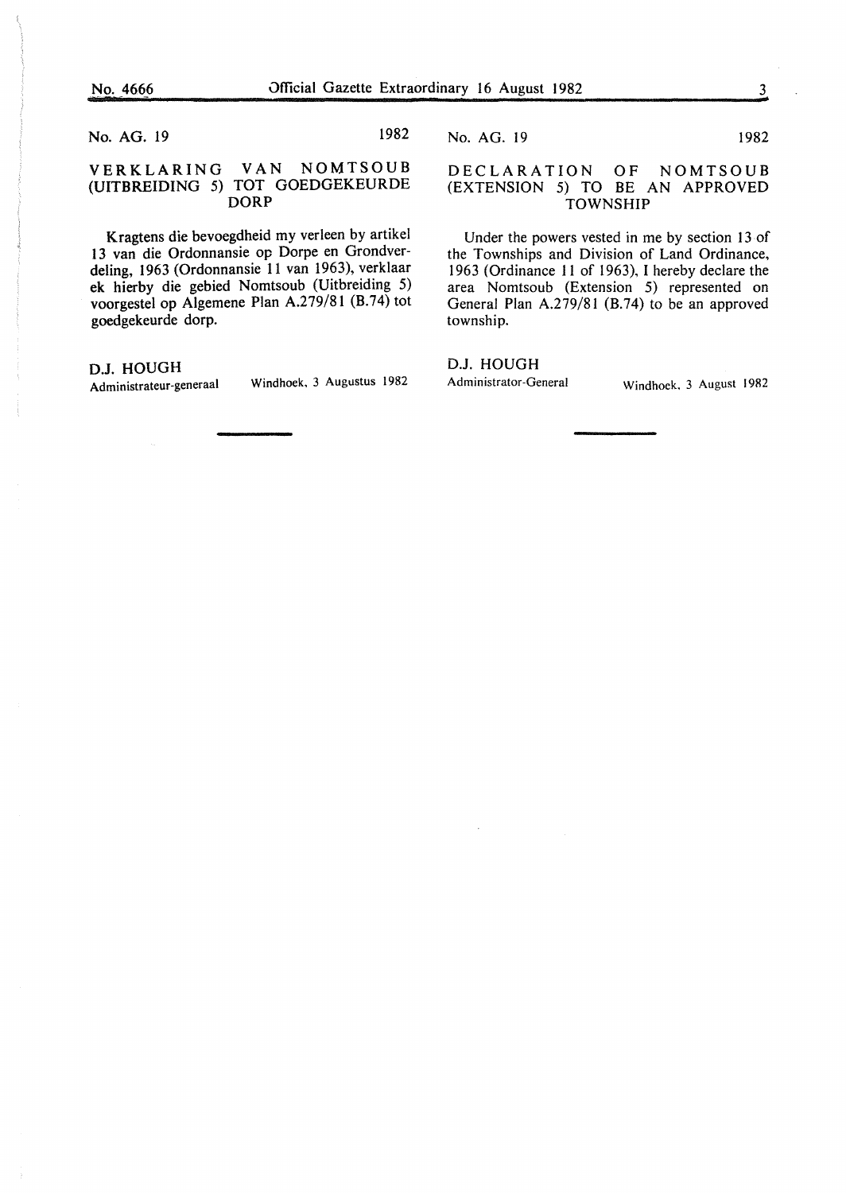No. AG. 19 1982

## VERKLARING VAN NOMTSOUB (UITBREIDING 5) TOT GOEDGEKEURDE DORP

Kragtens die bevoegdheid my verleen by artikel 13 van die Ordonnansie op Dorpe en Grondverdeling, 1963 (Ordonnansie 11 van 1963), verklaar ek hierby die gebied Nomtsoub (Uitbreiding 5) voorgestel op Algemene Plan A.279/81 (B.74) tot goedgekeurde dorp.

D.J. HOUGH
Administrateur-generaal Windhoek, 3 Augustus 1982

No. AG. 19 1982

## DECLARATION OF NOMTSOUB (EXTENSION 5) TO BE AN APPROVED TOWNSHIP

Under the powers vested in me by section 13 of the Townships and Division of Land Ordinance, 1963 (Ordinance 11 of 1963), I hereby declare the area Nomtsoub (Extension 5) represented on General Plan A.279/81 (B.74) to be an approved township.

D.J. HOUGH
Administrator-General Windhoek, 3 August 1982